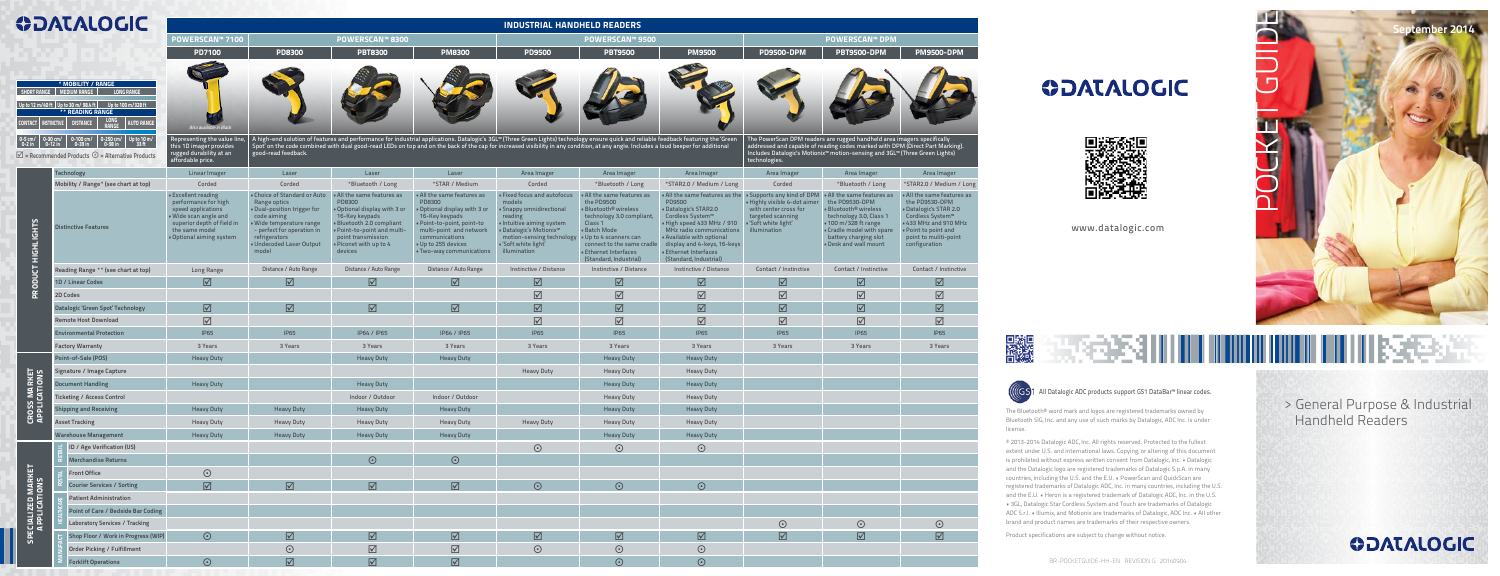# DATALOGIC

## INDUSTRIAL HANDHELD READERS

**\* MOBILITY / RANGE**

| SHORT RANGE | MEDIUM RANGE | LONG RANGE |
|---|---|---|
| Up to 12 m/40 ft | Up to 30 m/98.4 ft | Up to 100 m/328 ft |

**\*\* READING RANGE**

| CONTACT | INSTINCTIVE | DISTANCE | LONG RANGE | AUTO RANGE |
|---|---|---|---|---|
| 0-5 cm/0-2 in | 0-30 cm/0-12 in | 0-100 cm/0-39 in | 0-250 cm/0-98 in | Up to 10 m/33 ft |

☑ = Recommended Products ⊙ = Alternative Products

| | | POWERSCAN™ 7100 | POWERSCAN™ 8300 | | | POWERSCAN™ 9500 | | | POWERSCAN™ DPM | | |
|---|---|---|---|---|---|---|---|---|---|---|---|
| | | PD7100 | PD8300 | PBT8300 | PM8300 | PD9500 | PBT9500 | PM9500 | PD9500-DPM | PBT9500-DPM | PM9500-DPM |
| | | Representing the value line, this 1D imager provides rugged durability at an affordable price. | A high-end solution of features and performance for industrial applications. Datalogic's 3GL™ (Three Green Lights) technology ensure quick and reliable feedback featuring the 'Green Spot' On the code combined with dual good-read LEDs on top and on the back of the cap for increased visibility in any condition, at any angle. Includes a loud beeper for additional good-read feedback. | | | | | | The PowerScan DPM readers are rugged handheld area imagers specifically addressed and capable of reading codes marked with DPM (Direct Part Marking). Includes Datalogic's Motionix™ motion-sensing and 3GL™ (Three Green Lights) technologies. | | |
| PRODUCT HIGHLIGHTS | Technology | Linear Imager | Laser | Laser | Laser | Area Imager | Area Imager | Area Imager | Area Imager | Area Imager | Area Imager |
| | Mobility / Range* (see chart at top) | Corded | Corded | \*Bluetooth / Long | \*STAR / Medium | Corded | \*Bluetooth / Long | \*STAR2.0 / Medium / Long | Corded | \*Bluetooth / Long | \*STAR2.0 / Medium / Long |
| | Distinctive Features | • Excellent reading performance for high speed applications • Wide scan angle and superior depth of field in the same model • Optional aiming system | • Choice of Standard or Auto Range optics • Dual-position trigger for code aiming • Wide temperature range - perfect for operation in refrigerators • Undecoded Laser Output model | • All the same features as PD8300 • Optional display with 3 or 16-Key keypads • Bluetooth 2.0 compliant • Point-to-point and multi-point transmission • Piconet with up to 4 devices | • All the same features as PD8300 • Optional display with 3 or 16-Key keypads • Point-to-point, point-to-multi-point and network communications • Up to 255 devices • Two-way communications | • Fixed focus and autofocus models • Snappy omnidirectional reading • Intuitive aiming system • Datalogic's Motionix™ motion-sensing technology • 'Soft white light' illumination | • All the same features as the PD9500 • Bluetooth® wireless technology 3.0 compliant, Class 1 • Batch Mode • Up to 4 scanners can connect to the same cradle • Ethernet Interfaces (Standard, Industrial) | • All the same features as the PD9500 • Datalogic's STAR2.0 Cordless System™ • High speed 433 MHz / 910 MHz radio communications • Available with optional display and 4-keys, 16-keys • Ethernet Interfaces (Standard, Industrial) | • Supports any kind of DPM • Highly visible 4-dot aimer with center cross for targeted scanning • 'Soft white light' illumination | • All the same features as the PD9530-DPM • Bluetooth® wireless technology 3.0, Class 1 • 100 m/328 ft range • Cradle model with spare battery charging slot • Desk and wall mount | • All the same features as the PD9530-DPM • Datalogic's STAR 2.0 Cordless System™ • 433 MHz and 910 MHz configuration • Point to point and point to multi-point configuration |
| | Reading Range \*\* (see chart at top) | Long Range | Distance / Auto Range | Distance / Auto Range | Distance / Auto Range | Instinctive / Distance | Instinctive / Distance | Instinctive / Distance | Contact / Instinctive | Contact / Instinctive | Contact / Instinctive |
| | 1D / Linear Codes | ☑ | ☑ | ☑ | ☑ | ☑ | ☑ | ☑ | ☑ | ☑ | ☑ |
| | 2D Codes | | | | | ☑ | ☑ | ☑ | ☑ | ☑ | ☑ |
| | Datalogic 'Green Spot' Technology | ☑ | ☑ | ☑ | ☑ | ☑ | ☑ | ☑ | ☑ | ☑ | ☑ |
| | Remote Host Download | ☑ | | | | ☑ | ☑ | ☑ | ☑ | ☑ | ☑ |
| | Environmental Protection | IP65 | IP65 | IP64 / IP65 | IP64 / IP65 | IP65 | IP65 | IP65 | IP65 | IP65 | IP65 |
| | Factory Warranty | 3 Years | 3 Years | 3 Years | 3 Years | 3 Years | 3 Years | 3 Years | 3 Years | 3 Years | 3 Years |
| CROSS MARKET APPLICATIONS | Point-of-Sale (POS) | Heavy Duty | | Heavy Duty | Heavy Duty | | Heavy Duty | Heavy Duty | | | |
| | Signature / Image Capture | | | | | Heavy Duty | Heavy Duty | Heavy Duty | | | |
| | Document Handling | Heavy Duty | | Heavy Duty | | | Heavy Duty | Heavy Duty | | | |
| | Ticketing / Access Control | | | Indoor / Outdoor | Indoor / Outdoor | | Heavy Duty | Heavy Duty | | | |
| | Shipping and Receiving | Heavy Duty | Heavy Duty | Heavy Duty | Heavy Duty | | Heavy Duty | Heavy Duty | | | |
| | Asset Tracking | Heavy Duty | Heavy Duty | Heavy Duty | Heavy Duty | Heavy Duty | Heavy Duty | Heavy Duty | | | |
| | Warehouse Management | Heavy Duty | Heavy Duty | Heavy Duty | Heavy Duty | | Heavy Duty | Heavy Duty | | | |
| SPECIALIZED MARKET APPLICATIONS – RETAIL | ID / Age Verification (US) | | | | | ⊙ | ⊙ | ⊙ | | | |
| | Merchandise Returns | | | ⊙ | ⊙ | | | | | | |
| | Front Office | ⊙ | | | | | | | | | |
| | Courier Services / Sorting | ☑ | ☑ | ☑ | ☑ | ⊙ | ⊙ | ⊙ | | | |
| HEALTHCARE | Patient Administration | | | | | | | | | | |
| | Point of Care / Bedside Bar Coding | | | | | | | | | | |
| | Laboratory Services / Tracking | | | | | | | | ⊙ | ⊙ | ⊙ |
| MANUFACT. | Shop Floor / Work in Progress (WIP) | ⊙ | ☑ | ☑ | ☑ | ☑ | ☑ | ☑ | ☑ | ☑ | ☑ |
| | Order Picking / Fulfillment | | ⊙ | ☑ | ☑ | ⊙ | ⊙ | ⊙ | | | |
| | Forklift Operations | ⊙ | ☑ | ☑ | ☑ | | ⊙ | ⊙ | | | |

# DATALOGIC

www.datalogic.com

All Datalogic ADC products support GS1 DataBar™ linear codes.

The Bluetooth® word mark and logos are registered trademarks owned by Bluetooth SIG, Inc. and any use of such marks by Datalogic ADC Inc. is under license.

© 2013-2014 Datalogic ADC, Inc. All rights reserved. Protected to the fullest extent under U.S. and international laws. Copying or altering of this document is prohibited without express written consent from Datalogic, Inc. • Datalogic and the Datalogic logo are registered trademarks of Datalogic S.p.A. in many countries, including the U.S. and the E.U. • PowerScan and QuickScan are registered trademarks of Datalogic ADC, Inc. in many countries, including the U.S. and the E.U. • Heron is a registered trademark of Datalogic ADC, Inc. in the U.S. • 3GL, Datalogic Star Cordless System and Touch are trademarks of Datalogic ADC S.r.l. • Illumix, and Motionix are trademarks of Datalogic ADC Inc. • All other brand and product names are trademarks of their respective owners.

Product specifications are subject to change without notice.

BR-POCKETGUIDE-HH-EN REVISION G 20140904

# POCKET GUIDE

September 2014

> General Purpose & Industrial Handheld Readers

# DATALOGIC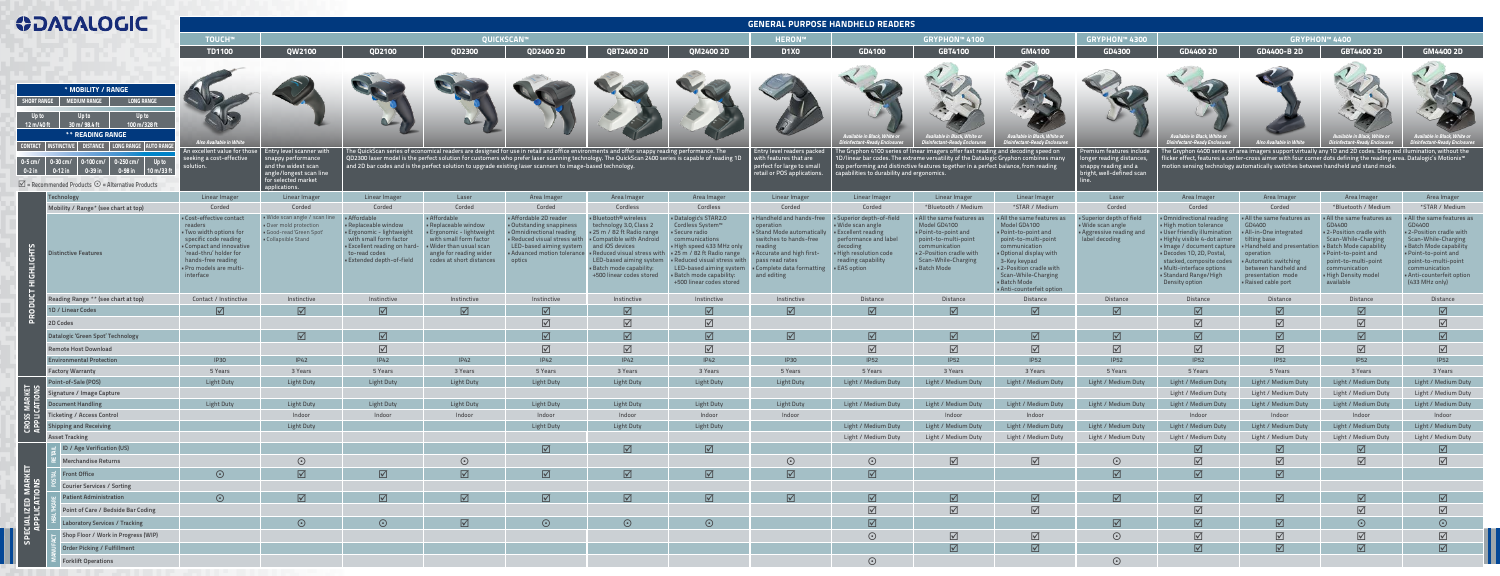# DATALOGIC

## GENERAL PURPOSE HANDHELD READERS

**\* MOBILITY / RANGE**

| SHORT RANGE | MEDIUM RANGE | LONG RANGE |
|---|---|---|
| Up to 12 m/40 ft | Up to 30 m/98.4 ft | Up to 100 m/328 ft |

**\*\* READING RANGE**

| CONTACT | INSTINCTIVE | DISTANCE | LONG RANGE | AUTO RANGE |
|---|---|---|---|---|
| 0-5 cm/0-2 in | 0-30 cm/0-12 in | 0-100 cm/0-39 in | 0-250 cm/0-98 in | Up to 10 m/33 ft |

☑ = Recommended Products ⊙ = Alternative Products

| | | TOUCH™ | QUICKSCAN™ | | | | | | HERON™ | GRYPHON™ 4100 | | | GRYPHON™ 4300 | GRYPHON™ 4400 | | | |
|---|---|---|---|---|---|---|---|---|---|---|---|---|---|---|---|---|---|
| | | TD1100 | QW2100 | QD2100 | QD2300 | QD2400 2D | QBT2400 2D | QM2400 2D | D1X0 | GD4100 | GBT4100 | GM4100 | GD4300 | GD4400 2D | GD4400-B 2D | GBT4400 2D | GM4400 2D |
| | | Also Available in White | | | | | | | | Available in Black, White or Disinfectant-Ready Enclosures | Available in Black, White or Disinfectant-Ready Enclosures | Available in Black, White or Disinfectant-Ready Enclosures | | Available in Black, White or Disinfectant-Ready Enclosures | Also Available in White | Available in Black, White or Disinfectant-Ready Enclosures | Available in Black, White or Disinfectant-Ready Enclosures |
| | | An excellent value for those seeking a cost-effective solution. | Entry level scanner with snappy performance and the widest scan angle/longest scan line for selected market applications. | The QuickScan series of economical readers are designed for use in retail and office environments and offer snappy reading performance. The QD2300 laser model is the perfect solution for customers who prefer laser scanning technology. The QuickScan 2400 series is capable of reading 1D and 2D bar codes and is the perfect solution to upgrade existing laser scanners to image-based technology. | | | | | Entry level readers packed with features that are perfect for large to small retail or POS applications. | The Gryphon 4100 series of linear imagers offer fast reading and decoding speed on 1D/linear bar codes. The extreme versatility of the Datalogic Gryphon combines many top performing and distinctive features together in a perfect balance, from reading capabilities to durability and ergonomics. | | | Premium features include longer reading distances, snappy reading and a bright, well-defined scan line. | The Gryphon 4400 series of area imagers support virtually any 1D and 2D codes. Deep red illumination, without the flicker effect, features a center-cross aimer with four corner dots defining the reading area. Datalogic's Motionix™ motion sensing technology automatically switches between handheld and stand mode. | | | |
| PRODUCT HIGHLIGHTS | Technology | Linear Imager | Linear Imager | Linear Imager | Laser | Area Imager | Area Imager | Area Imager | Linear Imager | Linear Imager | Linear Imager | Linear Imager | Laser | Area Imager | Area Imager | Area Imager | Area Imager |
| | Mobility / Range* (see chart at top) | Corded | Corded | Corded | Corded | Corded | Cordless | Cordless | Corded | Corded | \*Bluetooth / Medium | \*STAR / Medium | Corded | Corded | Corded | \*Bluetooth / Medium | \*STAR / Medium |
| | Distinctive Features | • Cost-effective contact readers • Two width options for specific code reading • Compact and innovative 'read-thru' holder for hands-free reading • Pro models are multi-interface | • Wide scan angle / scan line • Over mold protection • Good-read 'Green Spot' • Collapsible Stand | • Affordable • Replaceable window • Ergonomic - lightweight with small form factor • Excellent reading on hard-to-read codes • Extended depth-of-field | • Affordable • Replaceable window • Ergonomic - lightweight with small form factor • Wider than usual scan angle for reading wider codes at short distances | • Affordable 2D reader • Outstanding snappiness • Omnidirectional reading • Reduced visual stress with LED-based aiming system • Advanced motion tolerance optics | • Bluetooth® wireless technology 3.0, Class 2 • 25 m / 82 ft Radio range • Compatible with Android and iOS devices • Reduced visual stress with LED-based aiming system • Batch mode capability: +500 linear codes stored | • Datalogic's STAR2.0 Cordless System™ • Secure radio communications • High speed 433 MHz only • 25 m / 82 ft Radio range • Reduced visual stress with LED-based aiming system • Batch mode capability: +500 linear codes stored | • Handheld and hands-free operation • Stand Mode automatically switches to hands-free reading • Accurate and high first-pass read rates • Complete data formatting and editing | • Superior depth-of-field • Wide scan angle • Excellent reading performance and label decoding • High resolution code reading capability • EAS option | • All the same features as Model GD4100 • Point-to-point and point-to-multi-point communication • 2-Position cradle with Scan-While-Charging • Batch Mode | • All the same features as Model GD4100 • Point-to-point and point-to-multi-point communication • Optional display with 3-key keypad • 2-Position cradle with Scan-While-Charging • Batch Mode • Anti-counterfeit option | • Superior depth of field • Wide scan angle • Aggressive reading and label decoding | • Omnidirectional reading • High motion tolerance • User friendly illumination • Highly visible 4-dot aimer • Image / document capture • Decodes 1D, 2D, Postal, stacked, composite codes • Multi-interface options • Standard Range/High Density option | • All the same features as GD4400 • All-in-One integrated tilting base • Handheld and presentation operation • Automatic switching between handheld and presentation mode • Raised cable port | • All the same features as GD4400 • 2-Position cradle with Scan-While-Charging • Batch Mode capability • Point-to-point and point-to-multi-point communication • High Density model available | • All the same features as GD4400 • 2-Position cradle with Scan-While-Charging • Batch Mode capability • Point-to-point and point-to-multi-point communication • Anti-counterfeit option (433 MHz only) |
| | Reading Range ** (see chart at top) | Contact / Instinctive | Instinctive | Instinctive | Instinctive | Instinctive | Instinctive | Instinctive | Instinctive | Distance | Distance | Distance | Distance | Distance | Distance | Distance | Distance |
| | 1D / Linear Codes | ☑ | ☑ | ☑ | ☑ | ☑ | ☑ | ☑ | ☑ | ☑ | ☑ | ☑ | ☑ | ☑ | ☑ | ☑ | ☑ |
| | 2D Codes | | | | | ☑ | ☑ | ☑ | | | | | | ☑ | ☑ | ☑ | ☑ |
| | Datalogic 'Green Spot' Technology | | ☑ | | ☑ | ☑ | ☑ | ☑ | ☑ | ☑ | ☑ | ☑ | ☑ | ☑ | ☑ | ☑ | ☑ |
| | Remote Host Download | | | | ☑ | ☑ | ☑ | ☑ | | ☑ | ☑ | ☑ | ☑ | ☑ | ☑ | ☑ | ☑ |
| | Environmental Protection | IP30 | IP42 | IP42 | IP42 | IP42 | IP42 | IP42 | IP30 | IP52 | IP52 | IP52 | IP52 | IP52 | IP52 | IP52 | IP52 |
| | Factory Warranty | 5 Years | 3 Years | 5 Years | 5 Years | 3 Years | 3 Years | 3 Years | 5 Years | 5 Years | 3 Years | 3 Years | 5 Years | 5 Years | 5 Years | 3 Years | 3 Years |
| CROSS MARKET APPLICATIONS | Point-of-Sale (POS) | Light Duty | Light Duty | Light Duty | Light Duty | Light Duty | Light Duty | Light Duty | Light Duty | Light / Medium Duty | Light / Medium Duty | Light / Medium Duty | Light / Medium Duty | Light / Medium Duty | Light / Medium Duty | Light / Medium Duty | Light / Medium Duty |
| | Signature / Image Capture | | | | | | | | | | | | | Light / Medium Duty | Light / Medium Duty | Light / Medium Duty | Light / Medium Duty |
| | Document Handling | Light Duty | Light Duty | Light Duty | Light Duty | Light Duty | Light Duty | Light Duty | Light Duty | Light / Medium Duty | Light / Medium Duty | Light / Medium Duty | Light / Medium Duty | Light / Medium Duty | Light / Medium Duty | Light / Medium Duty | Light / Medium Duty |
| | Ticketing / Access Control | | Indoor | Indoor | Indoor | Indoor | Indoor | Indoor | Indoor | | Indoor | Indoor | | Indoor | Indoor | Indoor | Indoor |
| | Shipping and Receiving | | Light Duty | | | Light Duty | Light Duty | Light Duty | | Light / Medium Duty | Light / Medium Duty | Light / Medium Duty | Light / Medium Duty | Light / Medium Duty | Light / Medium Duty | Light / Medium Duty | Light / Medium Duty |
| | Asset Tracking | | | | | | | | | Light / Medium Duty | Light / Medium Duty | Light / Medium Duty | Light / Medium Duty | Light / Medium Duty | Light / Medium Duty | Light / Medium Duty | Light / Medium Duty |
| SPECIALIZED MARKET APPLICATIONS — RETAIL | ID / Age Verification (US) | | | | | ☑ | ☑ | ☑ | | | | | | ☑ | ☑ | ☑ | ☑ |
| | Merchandise Returns | | ⊙ | | ⊙ | | | | ⊙ | ⊙ | ☑ | ☑ | ⊙ | ☑ | ☑ | ☑ | ☑ |
| POSTAL | Front Office | ⊙ | ☑ | ☑ | ☑ | ☑ | ☑ | ☑ | ☑ | ☑ | ☑ | ☑ | ☑ | ☑ | ☑ | | |
| | Courier Services / Sorting | | | | | | | | | | | | | | | | |
| HEALTHCARE | Patient Administration | ⊙ | ☑ | ☑ | ☑ | ☑ | ☑ | ☑ | ☑ | ☑ | ☑ | ☑ | ☑ | ☑ | ☑ | ☑ | ☑ |
| | Point of Care / Bedside Bar Coding | | | | | | | | | ☑ | ☑ | ☑ | | ☑ | | | |
| | Laboratory Services / Tracking | | ⊙ | ⊙ | ☑ | ⊙ | ⊙ | ⊙ | | ☑ | | | ☑ | ☑ | ☑ | ⊙ | ⊙ |
| MANUFACT. | Shop Floor / Work in Progress (WIP) | | | | | | | | | ⊙ | ☑ | ☑ | ⊙ | ☑ | ☑ | ☑ | ☑ |
| | Order Picking / Fulfillment | | | | | | | | | | ☑ | ☑ | | ☑ | ☑ | ☑ | ☑ |
| | Forklift Operations | | | | | | | | | ⊙ | | | ⊙ | | | | |